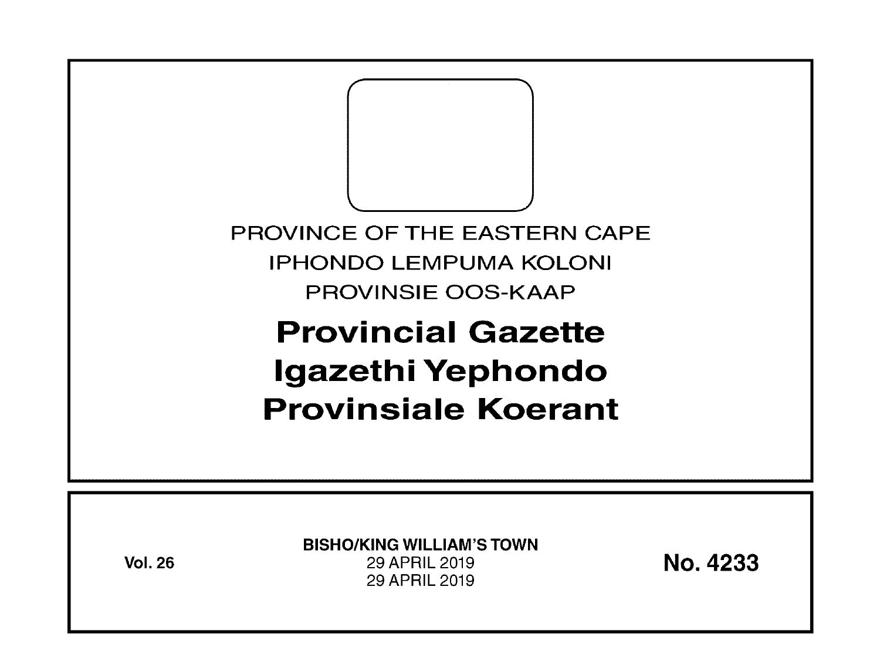PROVINCE OF THE EASTERN CAPE

IPHONDO LEMPUMA KOLONI

PROVINSIE OOS-KAAP

# Provincial Gazette
# Igazethi Yephondo
# Provinsiale Koerant

**Vol. 26**

**BISHO/KING WILLIAM'S TOWN**

29 APRIL 2019

29 APRIL 2019

**No. 4233**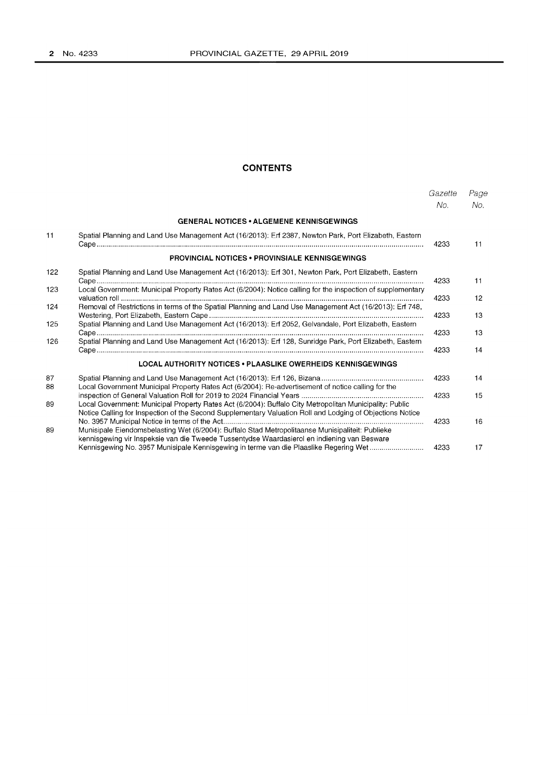## CONTENTS

| | | Gazette No. | Page No. |
|---|---|---|---|
| | **GENERAL NOTICES • ALGEMENE KENNISGEWINGS** | | |
| 11 | Spatial Planning and Land Use Management Act (16/2013): Erf 2387, Newton Park, Port Elizabeth, Eastern Cape | 4233 | 11 |
| | **PROVINCIAL NOTICES • PROVINSIALE KENNISGEWINGS** | | |
| 122 | Spatial Planning and Land Use Management Act (16/2013): Erf 301, Newton Park, Port Elizabeth, Eastern Cape | 4233 | 11 |
| 123 | Local Government: Municipal Property Rates Act (6/2004): Notice calling for the inspection of supplementary valuation roll | 4233 | 12 |
| 124 | Removal of Restrictions in terms of the Spatial Planning and Land Use Management Act (16/2013): Erf 748, Westering, Port Elizabeth, Eastern Cape | 4233 | 13 |
| 125 | Spatial Planning and Land Use Management Act (16/2013): Erf 2052, Gelvandale, Port Elizabeth, Eastern Cape | 4233 | 13 |
| 126 | Spatial Planning and Land Use Management Act (16/2013): Erf 128, Sunridge Park, Port Elizabeth, Eastern Cape | 4233 | 14 |
| | **LOCAL AUTHORITY NOTICES • PLAASLIKE OWERHEIDS KENNISGEWINGS** | | |
| 87 | Spatial Planning and Land Use Management Act (16/2013): Erf 126, Bizana | 4233 | 14 |
| 88 | Local Government Municipal Property Rates Act (6/2004): Re-advertisement of notice calling for the inspection of General Valuation Roll for 2019 to 2024 Financial Years | 4233 | 15 |
| 89 | Local Government: Municipal Property Rates Act (6/2004): Buffalo City Metropolitan Municipality: Public Notice Calling for Inspection of the Second Supplementary Valuation Roll and Lodging of Objections Notice No. 3957 Municipal Notice in terms of the Act | 4233 | 16 |
| 89 | Munisipale Eiendomsbelasting Wet (6/2004): Buffalo Stad Metropolitaanse Munisipaliteit: Publieke kennisgewing vir Inspeksie van die Tweede Tussentydse Waardasierol en indiening van Besware Kennisgewing No. 3957 Munisipale Kennisgewing in terme van die Plaaslike Regering Wet | 4233 | 17 |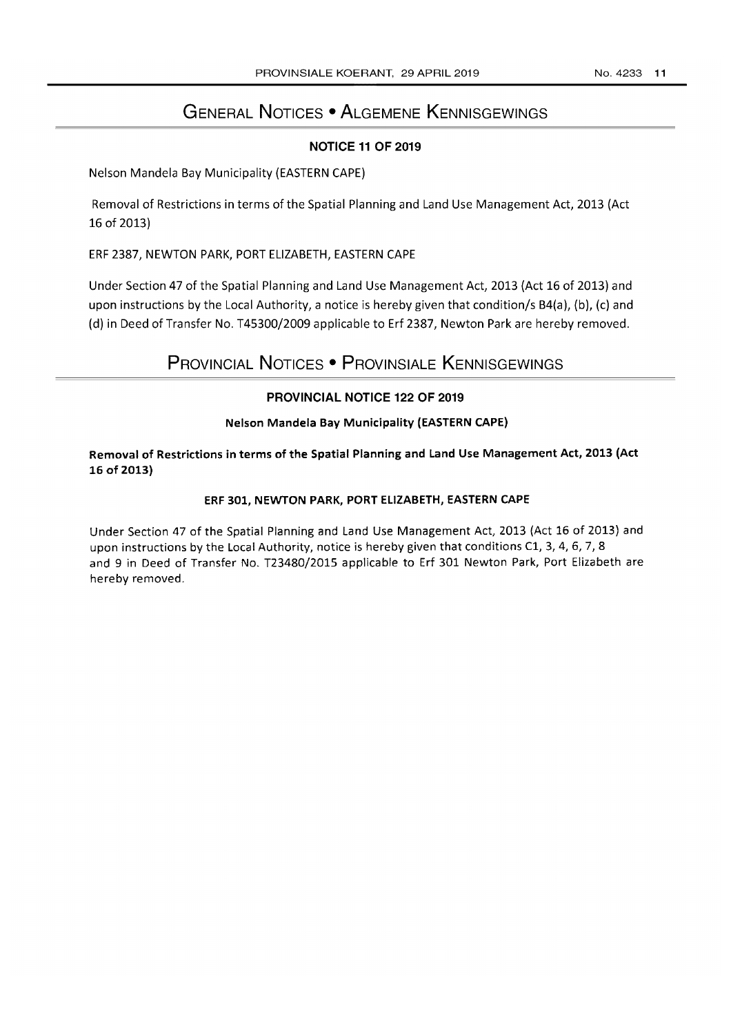# General Notices • Algemene Kennisgewings

### NOTICE 11 OF 2019

Nelson Mandela Bay Municipality (EASTERN CAPE)

Removal of Restrictions in terms of the Spatial Planning and Land Use Management Act, 2013 (Act 16 of 2013)

ERF 2387, NEWTON PARK, PORT ELIZABETH, EASTERN CAPE

Under Section 47 of the Spatial Planning and Land Use Management Act, 2013 (Act 16 of 2013) and upon instructions by the Local Authority, a notice is hereby given that condition/s B4(a), (b), (c) and (d) in Deed of Transfer No. T45300/2009 applicable to Erf 2387, Newton Park are hereby removed.

# Provincial Notices • Provinsiale Kennisgewings

### PROVINCIAL NOTICE 122 OF 2019

**Nelson Mandela Bay Municipality (EASTERN CAPE)**

**Removal of Restrictions in terms of the Spatial Planning and Land Use Management Act, 2013 (Act 16 of 2013)**

**ERF 301, NEWTON PARK, PORT ELIZABETH, EASTERN CAPE**

Under Section 47 of the Spatial Planning and Land Use Management Act, 2013 (Act 16 of 2013) and upon instructions by the Local Authority, notice is hereby given that conditions C1, 3, 4, 6, 7, 8 and 9 in Deed of Transfer No. T23480/2015 applicable to Erf 301 Newton Park, Port Elizabeth are hereby removed.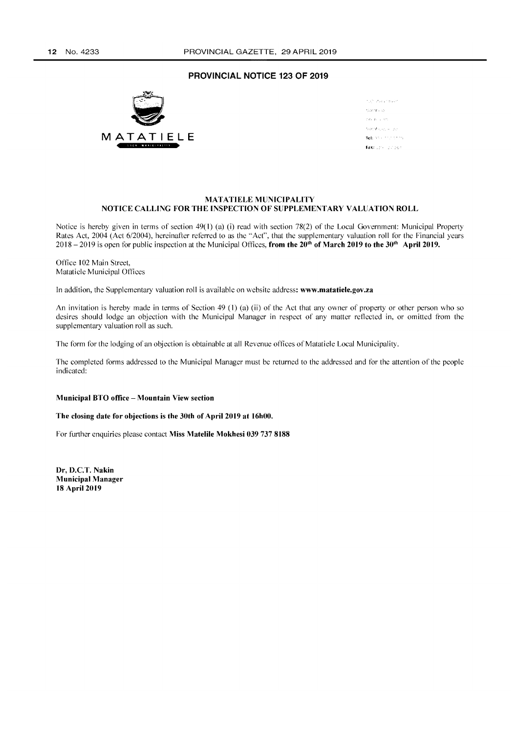## PROVINCIAL NOTICE 123 OF 2019

MATATIELE

### MATATIELE MUNICIPALITY
### NOTICE CALLING FOR THE INSPECTION OF SUPPLEMENTARY VALUATION ROLL

Notice is hereby given in terms of section 49(1) (a) (i) read with section 78(2) of the Local Government: Municipal Property Rates Act, 2004 (Act 6/2004), hereinafter referred to as the "Act", that the supplementary valuation roll for the Financial years 2018 – 2019 is open for public inspection at the Municipal Offices, **from the 20th of March 2019 to the 30th April 2019.**

Office 102 Main Street,
Matatiele Municipal Offices

In addition, the Supplementary valuation roll is available on website address**: www.matatiele.gov.za**

An invitation is hereby made in terms of Section 49 (1) (a) (ii) of the Act that any owner of property or other person who so desires should lodge an objection with the Municipal Manager in respect of any matter reflected in, or omitted from the supplementary valuation roll as such.

The form for the lodging of an objection is obtainable at all Revenue offices of Matatiele Local Municipality.

The completed forms addressed to the Municipal Manager must be returned to the addressed and for the attention of the people indicated:

**Municipal BTO office – Mountain View section**

**The closing date for objections is the 30th of April 2019 at 16h00.**

For further enquiries please contact **Miss Matelile Mokhesi 039 737 8188**

**Dr, D.C.T. Nakin**
**Municipal Manager**
**18 April 2019**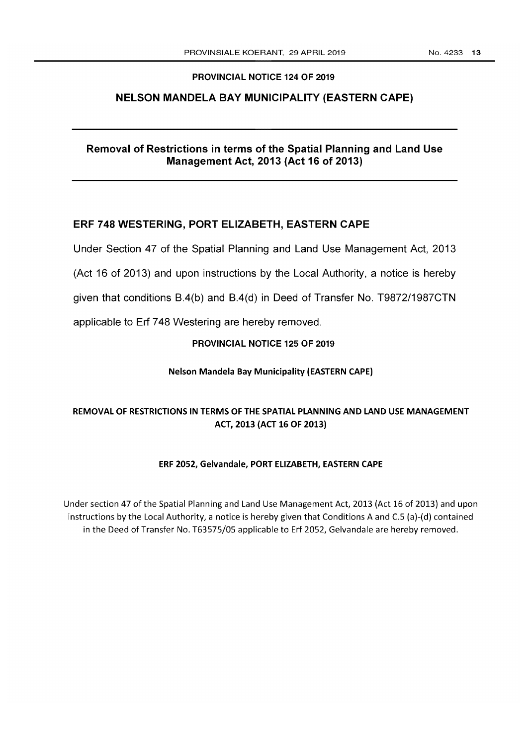## PROVINCIAL NOTICE 124 OF 2019

## NELSON MANDELA BAY MUNICIPALITY (EASTERN CAPE)

---

### Removal of Restrictions in terms of the Spatial Planning and Land Use Management Act, 2013 (Act 16 of 2013)

---

### ERF 748 WESTERING, PORT ELIZABETH, EASTERN CAPE

Under Section 47 of the Spatial Planning and Land Use Management Act, 2013 (Act 16 of 2013) and upon instructions by the Local Authority, a notice is hereby given that conditions B.4(b) and B.4(d) in Deed of Transfer No. T9872/1987CTN applicable to Erf 748 Westering are hereby removed.

## PROVINCIAL NOTICE 125 OF 2019

## Nelson Mandela Bay Municipality (EASTERN CAPE)

### REMOVAL OF RESTRICTIONS IN TERMS OF THE SPATIAL PLANNING AND LAND USE MANAGEMENT ACT, 2013 (ACT 16 OF 2013)

### ERF 2052, Gelvandale, PORT ELIZABETH, EASTERN CAPE

Under section 47 of the Spatial Planning and Land Use Management Act, 2013 (Act 16 of 2013) and upon instructions by the Local Authority, a notice is hereby given that Conditions A and C.5 (a)-(d) contained in the Deed of Transfer No. T63575/05 applicable to Erf 2052, Gelvandale are hereby removed.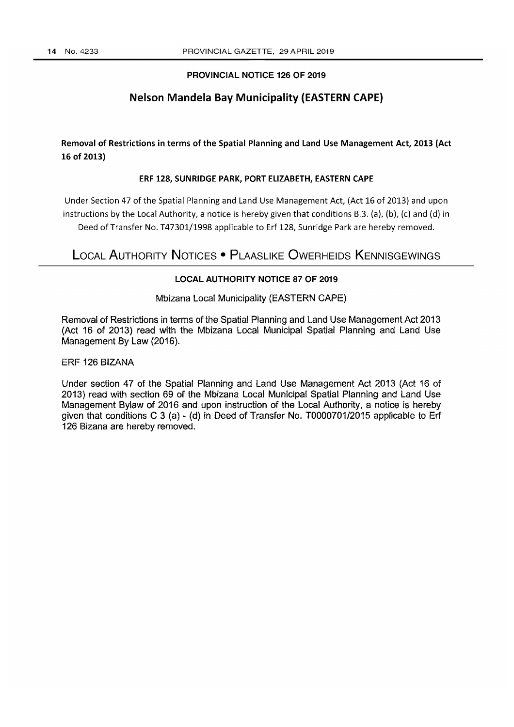## PROVINCIAL NOTICE 126 OF 2019

## Nelson Mandela Bay Municipality (EASTERN CAPE)

**Removal of Restrictions in terms of the Spatial Planning and Land Use Management Act, 2013 (Act 16 of 2013)**

**ERF 128, SUNRIDGE PARK, PORT ELIZABETH, EASTERN CAPE**

Under Section 47 of the Spatial Planning and Land Use Management Act, (Act 16 of 2013) and upon instructions by the Local Authority, a notice is hereby given that conditions B.3. (a), (b), (c) and (d) in Deed of Transfer No. T47301/1998 applicable to Erf 128, Sunridge Park are hereby removed.

# LOCAL AUTHORITY NOTICES • PLAASLIKE OWERHEIDS KENNISGEWINGS

## LOCAL AUTHORITY NOTICE 87 OF 2019

Mbizana Local Municipality (EASTERN CAPE)

Removal of Restrictions in terms of the Spatial Planning and Land Use Management Act 2013 (Act 16 of 2013) read with the Mbizana Local Municipal Spatial Planning and Land Use Management By Law (2016).

ERF 126 BIZANA

Under section 47 of the Spatial Planning and Land Use Management Act 2013 (Act 16 of 2013) read with section 69 of the Mbizana Local Municipal Spatial Planning and Land Use Management Bylaw of 2016 and upon instruction of the Local Authority, a notice is hereby given that conditions C 3 (a) - (d) in Deed of Transfer No. T0000701/2015 applicable to Erf 126 Bizana are hereby removed.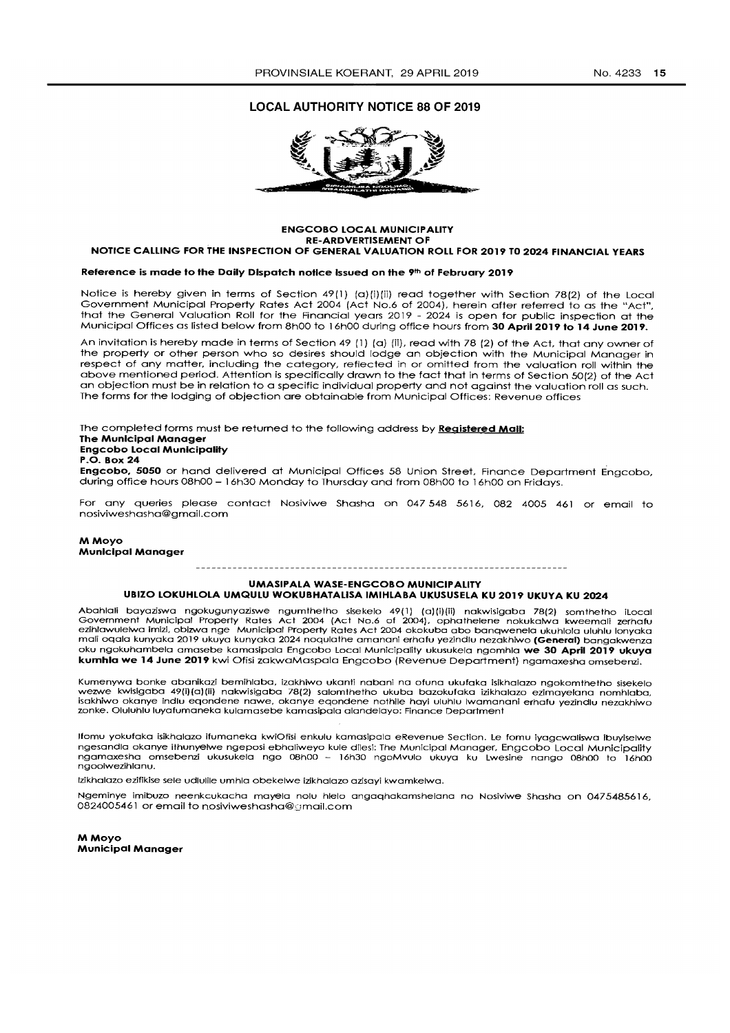# LOCAL AUTHORITY NOTICE 88 OF 2019

**ENGCOBO LOCAL MUNICIPALITY**
**RE-ARDVERTISEMENT OF**
**NOTICE CALLING FOR THE INSPECTION OF GENERAL VALUATION ROLL FOR 2019 T0 2024 FINANCIAL YEARS**

**Reference is made to the Daily Dispatch notice issued on the 9th of February 2019**

Notice is hereby given in terms of Section 49(1) (a)(i)(ii) read together with Section 78(2) of the Local Government Municipal Property Rates Act 2004 (Act No.6 of 2004), herein after referred to as the "Act", that the General Valuation Roll for the Financial years 2019 - 2024 is open for public inspection at the Municipal Offices as listed below from 8h00 to 16h00 during office hours from **30 April 2019 to 14 June 2019.**

An invitation is hereby made in terms of Section 49 (1) (a) (ii), read with 78 (2) of the Act, that any owner of the property or other person who so desires should lodge an objection with the Municipal Manager in respect of any matter, including the category, reflected in or omitted from the valuation roll within the above mentioned period. Attention is specifically drawn to the fact that in terms of Section 50(2) of the Act an objection must be in relation to a specific individual property and not against the valuation roll as such. The forms for the lodging of objection are obtainable from Municipal Offices: Revenue offices

The completed forms must be returned to the following address by **Registered Mail:**
**The Municipal Manager**
**Engcobo Local Municipality**
**P.O. Box 24**
**Engcobo, 5050** or hand delivered at Municipal Offices 58 Union Street, Finance Department Engcobo, during office hours 08h00 – 16h30 Monday to Thursday and from 08h00 to 16h00 on Fridays.

For any queries please contact Nosiviwe Shasha on 047 548 5616, 082 4005 461 or email to nosiviweshasha@gmail.com

**M Moyo**
**Municipal Manager**

---

**UMASIPALA WASE-ENGCOBO MUNICIPALITY**
**UBIZO LOKUHLOLA UMQULU WOKUBHATALISA IMIHLABA UKUSUSELA KU 2019 UKUYA KU 2024**

Abahlali bayaziswa ngokugunyaziswe ngumthetho sisekelo 49(1) (a)(i)(ii) nakwisigaba 78(2) somthetho iLocal Government Municipal Property Rates Act 2004 (Act No.6 of 2004), ophathelene nokukalwa kweemali zerhafu ezihlawulelwa imizi, obizwa nge Municipal Property Rates Act 2004 okokuba abo banqwenela ukuhlola uluhlu lonyaka mali oqala kunyaka 2019 ukuya kunyaka 2024 noqulathe amanani erhafu yezindlu nezakhiwo **(General)** bangakwenza oku ngokuhambela amasebe kamasipala Engcobo Local Municipality ukusukela ngomhla **we 30 April 2019 ukuya kumhla we 14 June 2019** kwi Ofisi zakwaMaspala Engcobo (Revenue Department) ngamaxesha omsebenzi.

Kumenywa bonke abanikazi bemihlaba, izakhiwo ukanti nabani na ofuna ukufaka isikhalazo ngokomthetho sisekelo wezwe kwisigaba 49(i)(a)(ii) nakwisigaba 78(2) salomthetho ukuba bazokufaka izikhalazo ezimayelana nomhlaba, isakhiwo okanye indlu eqondene nawe, okanye eqondene nothile hayi uluhlu lwamanani erhafu yezindlu nezakhiwo zonke. Oluluhlu luyafumaneka kulamasebe kamasipala alandelayo: Finance Department

Ifomu yokufaka isikhalazo ifumaneka kwiOfisi enkulu kamasipala eRevenue Section. Le fomu iyagcwaliswa ibuyiselwe ngesandla okanye ithunyelwe ngeposi ebhaliweyo kule dilesi: The Municipal Manager, Engcobo Local Municipality ngamaxesha omsebenzi ukusukela ngo 08h00 – 16h30 ngoMvulo ukuya ku Lwesine nango 08h00 to 16h00 ngoolwezihlanu.

Izikhalazo ezifikise sele udlulile umhla obekelwe izikhalazo azisayi kwamkelwa.

Ngeminye imibuzo neenkcukacha mayela nolu hlelo angaqhakamshelana no Nosiviwe Shasha on 0475485616, 0824005461 or email to nosiviweshasha@gmail.com

**M Moyo**
**Municipal Manager**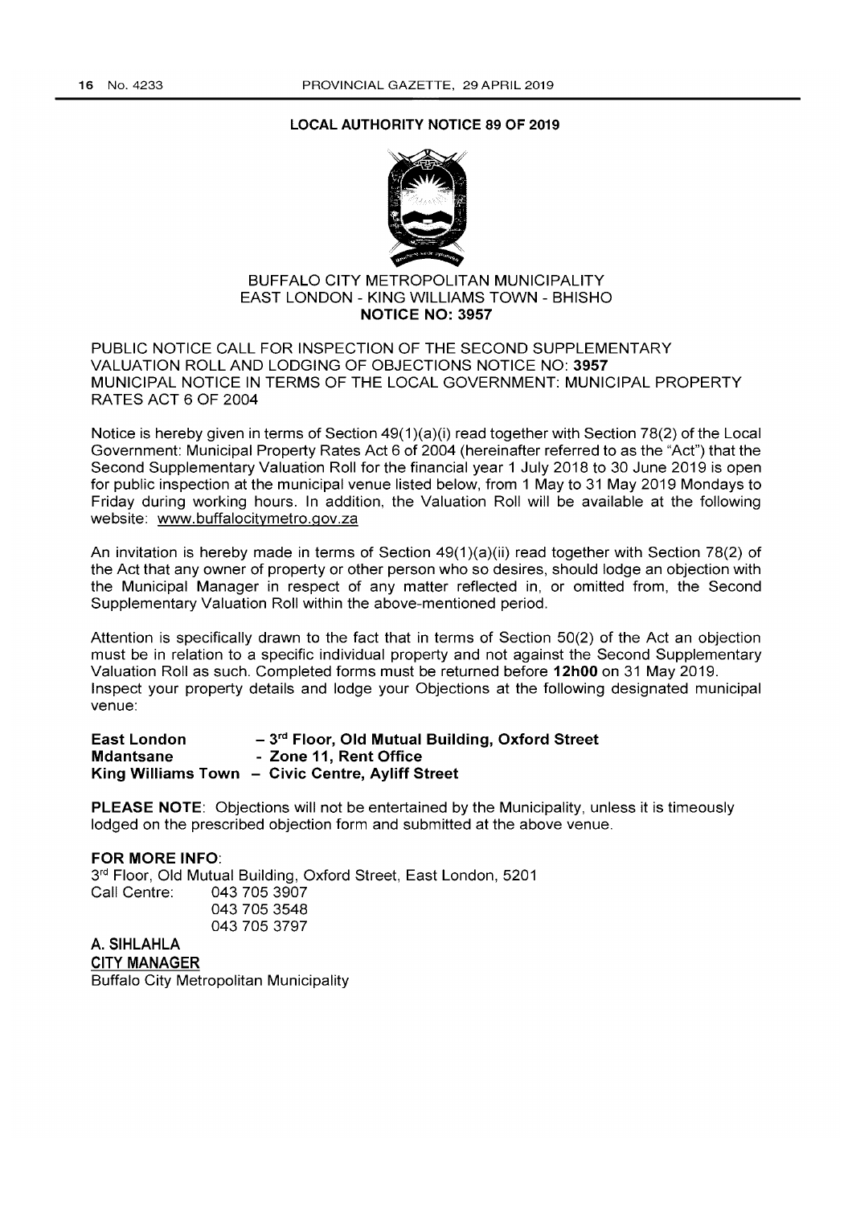## LOCAL AUTHORITY NOTICE 89 OF 2019

BUFFALO CITY METROPOLITAN MUNICIPALITY
EAST LONDON - KING WILLIAMS TOWN - BHISHO
**NOTICE NO: 3957**

PUBLIC NOTICE CALL FOR INSPECTION OF THE SECOND SUPPLEMENTARY VALUATION ROLL AND LODGING OF OBJECTIONS NOTICE NO: **3957**
MUNICIPAL NOTICE IN TERMS OF THE LOCAL GOVERNMENT: MUNICIPAL PROPERTY RATES ACT 6 OF 2004

Notice is hereby given in terms of Section 49(1)(a)(i) read together with Section 78(2) of the Local Government: Municipal Property Rates Act 6 of 2004 (hereinafter referred to as the "Act") that the Second Supplementary Valuation Roll for the financial year 1 July 2018 to 30 June 2019 is open for public inspection at the municipal venue listed below, from 1 May to 31 May 2019 Mondays to Friday during working hours. In addition, the Valuation Roll will be available at the following website: www.buffalocitymetro.gov.za

An invitation is hereby made in terms of Section 49(1)(a)(ii) read together with Section 78(2) of the Act that any owner of property or other person who so desires, should lodge an objection with the Municipal Manager in respect of any matter reflected in, or omitted from, the Second Supplementary Valuation Roll within the above-mentioned period.

Attention is specifically drawn to the fact that in terms of Section 50(2) of the Act an objection must be in relation to a specific individual property and not against the Second Supplementary Valuation Roll as such. Completed forms must be returned before **12h00** on 31 May 2019.
Inspect your property details and lodge your Objections at the following designated municipal venue:

**East London – 3rd Floor, Old Mutual Building, Oxford Street**
**Mdantsane - Zone 11, Rent Office**
**King Williams Town – Civic Centre, Ayliff Street**

**PLEASE NOTE**: Objections will not be entertained by the Municipality, unless it is timeously lodged on the prescribed objection form and submitted at the above venue.

**FOR MORE INFO**:
3rd Floor, Old Mutual Building, Oxford Street, East London, 5201
Call Centre: 043 705 3907
043 705 3548
043 705 3797

**A. SIHLAHLA**
**CITY MANAGER**
Buffalo City Metropolitan Municipality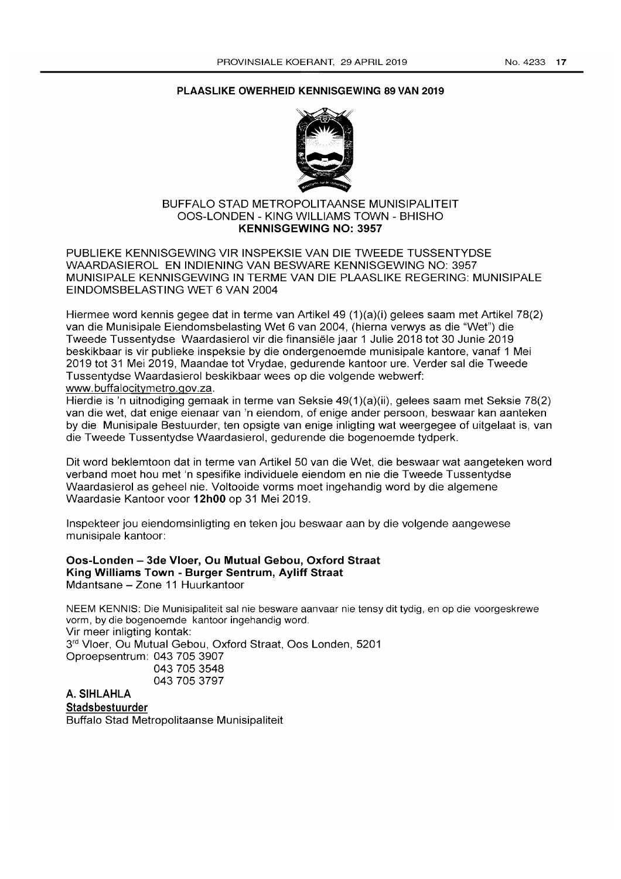## PLAASLIKE OWERHEID KENNISGEWING 89 VAN 2019

BUFFALO STAD METROPOLITAANSE MUNISIPALITEIT
OOS-LONDEN - KING WILLIAMS TOWN - BHISHO
**KENNISGEWING NO: 3957**

PUBLIEKE KENNISGEWING VIR INSPEKSIE VAN DIE TWEEDE TUSSENTYDSE WAARDASIEROL EN INDIENING VAN BESWARE KENNISGEWING NO: 3957 MUNISIPALE KENNISGEWING IN TERME VAN DIE PLAASLIKE REGERING: MUNISIPALE EINDOMSBELASTING WET 6 VAN 2004

Hiermee word kennis gegee dat in terme van Artikel 49 (1)(a)(i) gelees saam met Artikel 78(2) van die Munisipale Eiendomsbelasting Wet 6 van 2004, (hierna verwys as die "Wet") die Tweede Tussentydse Waardasierol vir die finansiële jaar 1 Julie 2018 tot 30 Junie 2019 beskikbaar is vir publieke inspeksie by die ondergenoemde munisipale kantore, vanaf 1 Mei 2019 tot 31 Mei 2019, Maandae tot Vrydae, gedurende kantoor ure. Verder sal die Tweede Tussentydse Waardasierol beskikbaar wees op die volgende webwerf: www.buffalocitymetro.gov.za.

Hierdie is 'n uitnodiging gemaak in terme van Seksie 49(1)(a)(ii), gelees saam met Seksie 78(2) van die wet, dat enige eienaar van 'n eiendom, of enige ander persoon, beswaar kan aanteken by die Munisipale Bestuurder, ten opsigte van enige inligting wat weergegee of uitgelaat is, van die Tweede Tussentydse Waardasierol, gedurende die bogenoemde tydperk.

Dit word beklemtoon dat in terme van Artikel 50 van die Wet, die beswaar wat aangeteken word verband moet hou met 'n spesifike individuele eiendom en nie die Tweede Tussentydse Waardasierol as geheel nie. Voltooide vorms moet ingehandig word by die algemene Waardasie Kantoor voor **12h00** op 31 Mei 2019.

Inspekteer jou eiendomsinligting en teken jou beswaar aan by die volgende aangewese munisipale kantoor:

**Oos-Londen – 3de Vloer, Ou Mutual Gebou, Oxford Straat**
**King Williams Town - Burger Sentrum, Ayliff Straat**
Mdantsane – Zone 11 Huurkantoor

NEEM KENNIS: Die Munisipaliteit sal nie besware aanvaar nie tensy dit tydig, en op die voorgeskrewe vorm, by die bogenoemde kantoor ingehandig word.
Vir meer inligting kontak:
3rd Vloer, Ou Mutual Gebou, Oxford Straat, Oos Londen, 5201
Oproepsentrum: 043 705 3907
043 705 3548
043 705 3797

**A. SIHLAHLA**
**Stadsbestuurder**
Buffalo Stad Metropolitaanse Munisipaliteit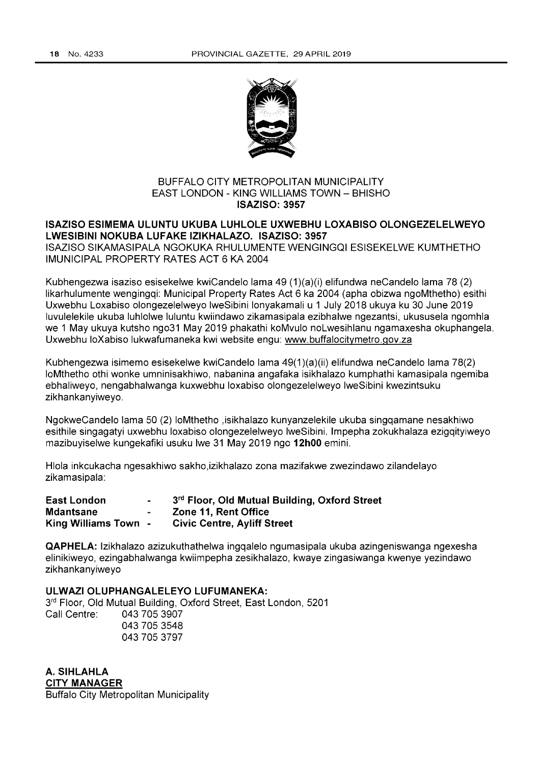BUFFALO CITY METROPOLITAN MUNICIPALITY
EAST LONDON - KING WILLIAMS TOWN – BHISHO
**ISAZISO: 3957**

**ISAZISO ESIMEMA ULUNTU UKUBA LUHLOLE UXWEBHU LOXABISO OLONGEZELELWEYO LWESIBINI NOKUBA LUFAKE IZIKHALAZO. ISAZISO: 3957**
ISAZISO SIKAMASIPALA NGOKUKA RHULUMENTE WENGINGQI ESISEKELWE KUMTHETHO IMUNICIPAL PROPERTY RATES ACT 6 KA 2004

Kubhengezwa isaziso esisekelwe kwiCandelo lama 49 (1)(a)(i) elifundwa neCandelo lama 78 (2) likarhulumente wengingqi: Municipal Property Rates Act 6 ka 2004 (apha obizwa ngoMthetho) esithi Uxwebhu Loxabiso olongezelelweyo lweSibini lonyakamali u 1 July 2018 ukuya ku 30 June 2019 luvulelekile ukuba luhlolwe luluntu kwiindawo zikamasipala ezibhalwe ngezantsi, ukususela ngomhla we 1 May ukuya kutsho ngo31 May 2019 phakathi koMvulo noLwesihlanu ngamaxesha okuphangela. Uxwebhu loXabiso lukwafumaneka kwi website engu: www.buffalocitymetro.gov.za

Kubhengezwa isimemo esisekelwe kwiCandelo lama 49(1)(a)(ii) elifundwa neCandelo lama 78(2) loMthetho othi wonke umninisakhiwo, nabanina angafaka isikhalazo kumphathi kamasipala ngemiba ebhaliweyo, nengabhalwanga kuxwebhu loxabiso olongezelelweyo lweSibini kwezintsuku zikhankanyiweyo.

NgokweCandelo lama 50 (2) loMthetho ,isikhalazo kunyanzelekile ukuba singqamane nesakhiwo esithile singagatyi uxwebhu loxabiso olongezelelweyo lweSibini. Impepha zokukhalaza ezigqityiweyo mazibuyiselwe kungekafiki usuku lwe 31 May 2019 ngo **12h00** emini.

Hlola inkcukacha ngesakhiwo sakho,izikhalazo zona mazifakwe zwezindawo zilandelayo zikamasipala:

| | | |
|---|---|---|
| **East London** | - | **3rd Floor, Old Mutual Building, Oxford Street** |
| **Mdantsane** | - | **Zone 11, Rent Office** |
| **King Williams Town** | - | **Civic Centre, Ayliff Street** |

**QAPHELA:** Izikhalazo azizukuthathelwa ingqalelo ngumasipala ukuba azingeniswanga ngexesha elinikiweyo, ezingabhalwanga kwiimpepha zesikhalazo, kwaye zingasiwanga kwenye yezindawo zikhankanyiweyo

**ULWAZI OLUPHANGALELEYO LUFUMANEKA:**
3rd Floor, Old Mutual Building, Oxford Street, East London, 5201
Call Centre: 043 705 3907
043 705 3548
043 705 3797

**A. SIHLAHLA**
**CITY MANAGER**
Buffalo City Metropolitan Municipality